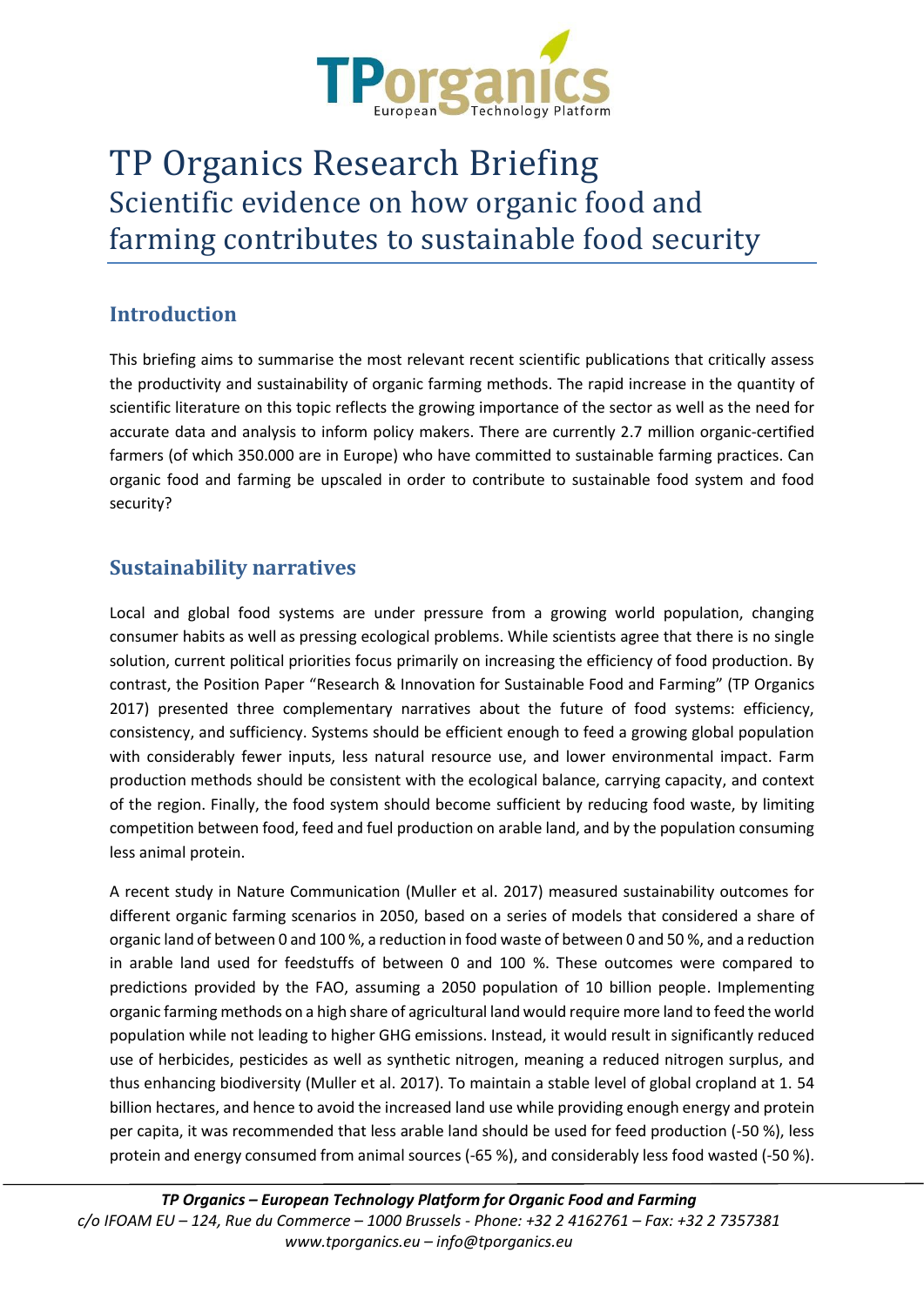# TP Organics Research Briefing

## Scientific evidence on how organic food and farming contributes to sustainable food security

## Introduction

This briefing aims to summarise the most relevant recent scientific publications that critically assess the productivity and sustainability of organic farming methods. The rapid increase in the quantity of scientific literature on this topic reflects the growing importance of the sector as well as the need for accurate data and analysis to inform policy makers. There are currently 2.7 million organic-certified farmers (of which 350.000 are in Europe) who have committed to sustainable farming practices. Can organic food and farming be upscaled in order to contribute to sustainable food system and food security?

## Sustainability narratives

Local and global food systems are under pressure from a growing world population, changing consumer habits as well as pressing ecological problems. While scientists agree that there is no single solution, current political priorities focus primarily on increasing the efficiency of food production. By contrast, the Position Paper "Research & Innovation for Sustainable Food and Farming" (TP Organics 2017) presented three complementary narratives about the future of food systems: efficiency, consistency, and sufficiency. Systems should be efficient enough to feed a growing global population with considerably fewer inputs, less natural resource use, and lower environmental impact. Farm production methods should be consistent with the ecological balance, carrying capacity, and context of the region. Finally, the food system should become sufficient by reducing food waste, by limiting competition between food, feed and fuel production on arable land, and by the population consuming less animal protein.

A recent study in Nature Communication (Muller et al. 2017) measured sustainability outcomes for different organic farming scenarios in 2050, based on a series of models that considered a share of organic land of between 0 and 100 %, a reduction in food waste of between 0 and 50 %, and a reduction in arable land used for feedstuffs of between 0 and 100 %. These outcomes were compared to predictions provided by the FAO, assuming a 2050 population of 10 billion people. Implementing organic farming methods on a high share of agricultural land would require more land to feed the world population while not leading to higher GHG emissions. Instead, it would result in significantly reduced use of herbicides, pesticides as well as synthetic nitrogen, meaning a reduced nitrogen surplus, and thus enhancing biodiversity (Muller et al. 2017). To maintain a stable level of global cropland at 1. 54 billion hectares, and hence to avoid the increased land use while providing enough energy and protein per capita, it was recommended that less arable land should be used for feed production (-50 %), less protein and energy consumed from animal sources (-65 %), and considerably less food wasted (-50 %).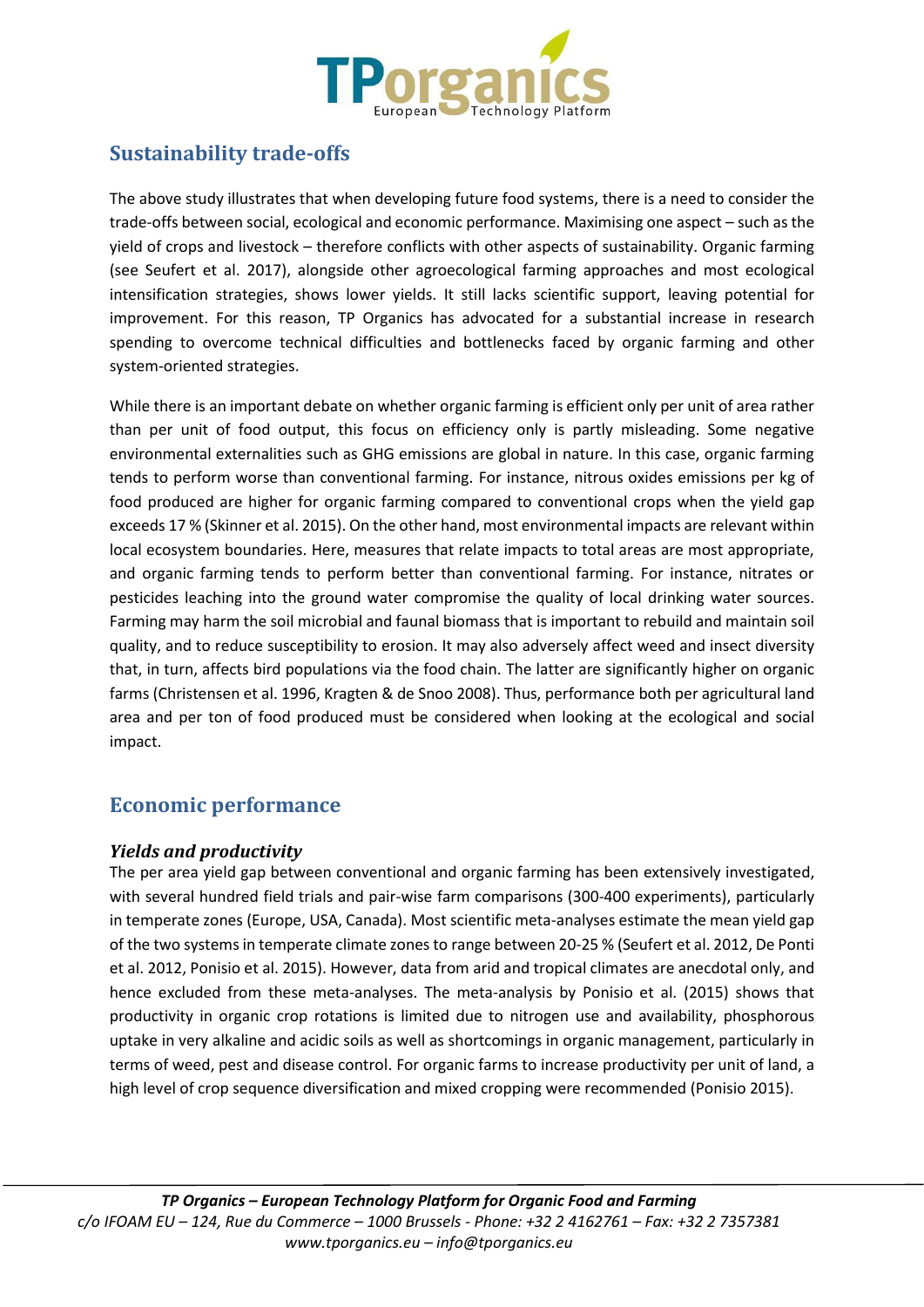## Sustainability trade-offs

The above study illustrates that when developing future food systems, there is a need to consider the trade-offs between social, ecological and economic performance. Maximising one aspect – such as the yield of crops and livestock – therefore conflicts with other aspects of sustainability. Organic farming (see Seufert et al. 2017), alongside other agroecological farming approaches and most ecological intensification strategies, shows lower yields. It still lacks scientific support, leaving potential for improvement. For this reason, TP Organics has advocated for a substantial increase in research spending to overcome technical difficulties and bottlenecks faced by organic farming and other system-oriented strategies.

While there is an important debate on whether organic farming is efficient only per unit of area rather than per unit of food output, this focus on efficiency only is partly misleading. Some negative environmental externalities such as GHG emissions are global in nature. In this case, organic farming tends to perform worse than conventional farming. For instance, nitrous oxides emissions per kg of food produced are higher for organic farming compared to conventional crops when the yield gap exceeds 17 % (Skinner et al. 2015). On the other hand, most environmental impacts are relevant within local ecosystem boundaries. Here, measures that relate impacts to total areas are most appropriate, and organic farming tends to perform better than conventional farming. For instance, nitrates or pesticides leaching into the ground water compromise the quality of local drinking water sources. Farming may harm the soil microbial and faunal biomass that is important to rebuild and maintain soil quality, and to reduce susceptibility to erosion. It may also adversely affect weed and insect diversity that, in turn, affects bird populations via the food chain. The latter are significantly higher on organic farms (Christensen et al. 1996, Kragten & de Snoo 2008). Thus, performance both per agricultural land area and per ton of food produced must be considered when looking at the ecological and social impact.

## Economic performance

### *Yields and productivity*

The per area yield gap between conventional and organic farming has been extensively investigated, with several hundred field trials and pair-wise farm comparisons (300-400 experiments), particularly in temperate zones (Europe, USA, Canada). Most scientific meta-analyses estimate the mean yield gap of the two systems in temperate climate zones to range between 20-25 % (Seufert et al. 2012, De Ponti et al. 2012, Ponisio et al. 2015). However, data from arid and tropical climates are anecdotal only, and hence excluded from these meta-analyses. The meta-analysis by Ponisio et al. (2015) shows that productivity in organic crop rotations is limited due to nitrogen use and availability, phosphorous uptake in very alkaline and acidic soils as well as shortcomings in organic management, particularly in terms of weed, pest and disease control. For organic farms to increase productivity per unit of land, a high level of crop sequence diversification and mixed cropping were recommended (Ponisio 2015).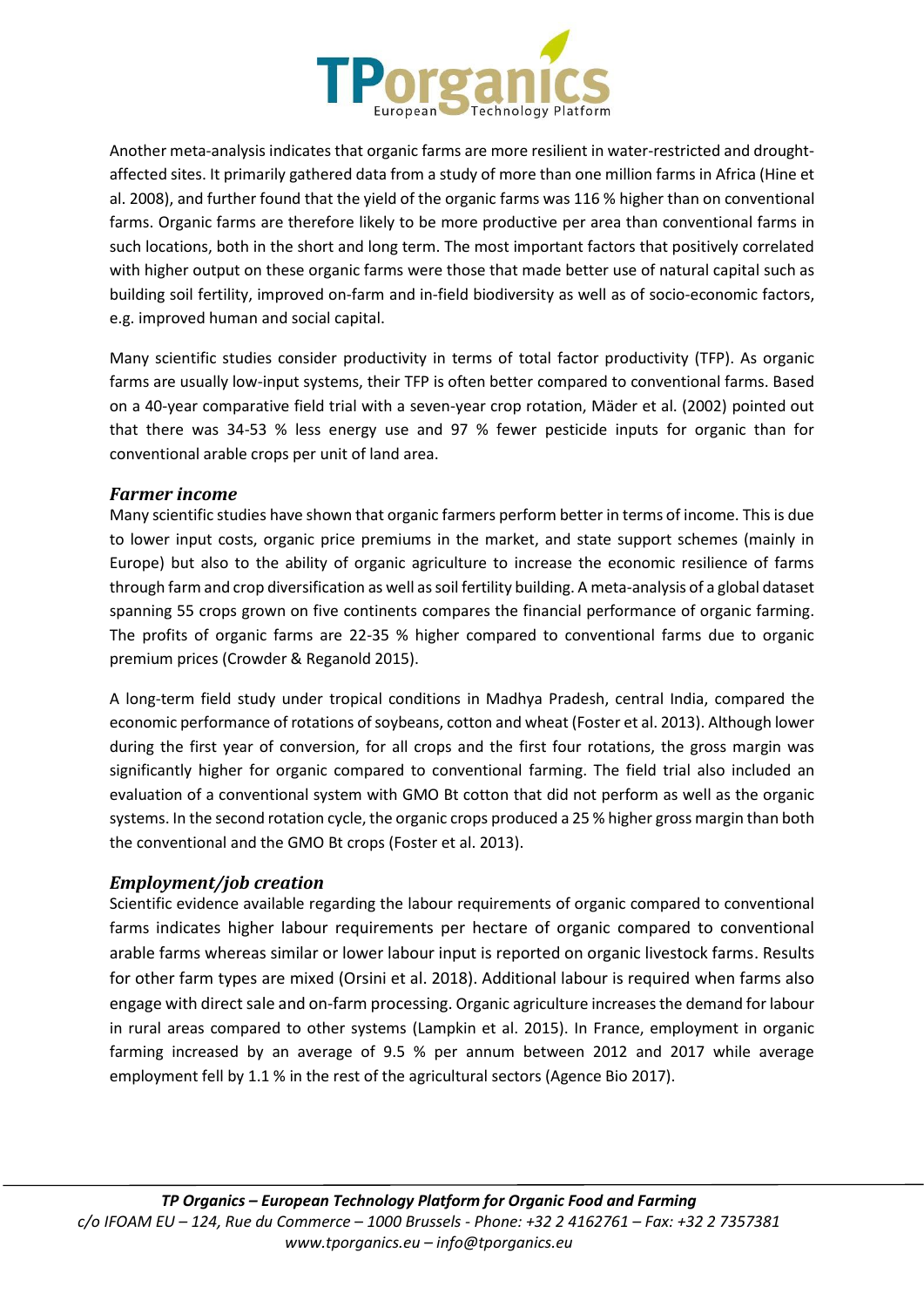Another meta-analysis indicates that organic farms are more resilient in water-restricted and drought-affected sites. It primarily gathered data from a study of more than one million farms in Africa (Hine et al. 2008), and further found that the yield of the organic farms was 116 % higher than on conventional farms. Organic farms are therefore likely to be more productive per area than conventional farms in such locations, both in the short and long term. The most important factors that positively correlated with higher output on these organic farms were those that made better use of natural capital such as building soil fertility, improved on-farm and in-field biodiversity as well as of socio-economic factors, e.g. improved human and social capital.

Many scientific studies consider productivity in terms of total factor productivity (TFP). As organic farms are usually low-input systems, their TFP is often better compared to conventional farms. Based on a 40-year comparative field trial with a seven-year crop rotation, Mäder et al. (2002) pointed out that there was 34-53 % less energy use and 97 % fewer pesticide inputs for organic than for conventional arable crops per unit of land area.

### *Farmer income*

Many scientific studies have shown that organic farmers perform better in terms of income. This is due to lower input costs, organic price premiums in the market, and state support schemes (mainly in Europe) but also to the ability of organic agriculture to increase the economic resilience of farms through farm and crop diversification as well as soil fertility building. A meta-analysis of a global dataset spanning 55 crops grown on five continents compares the financial performance of organic farming. The profits of organic farms are 22-35 % higher compared to conventional farms due to organic premium prices (Crowder & Reganold 2015).

A long-term field study under tropical conditions in Madhya Pradesh, central India, compared the economic performance of rotations of soybeans, cotton and wheat (Foster et al. 2013). Although lower during the first year of conversion, for all crops and the first four rotations, the gross margin was significantly higher for organic compared to conventional farming. The field trial also included an evaluation of a conventional system with GMO Bt cotton that did not perform as well as the organic systems. In the second rotation cycle, the organic crops produced a 25 % higher gross margin than both the conventional and the GMO Bt crops (Foster et al. 2013).

### *Employment/job creation*

Scientific evidence available regarding the labour requirements of organic compared to conventional farms indicates higher labour requirements per hectare of organic compared to conventional arable farms whereas similar or lower labour input is reported on organic livestock farms. Results for other farm types are mixed (Orsini et al. 2018). Additional labour is required when farms also engage with direct sale and on-farm processing. Organic agriculture increases the demand for labour in rural areas compared to other systems (Lampkin et al. 2015). In France, employment in organic farming increased by an average of 9.5 % per annum between 2012 and 2017 while average employment fell by 1.1 % in the rest of the agricultural sectors (Agence Bio 2017).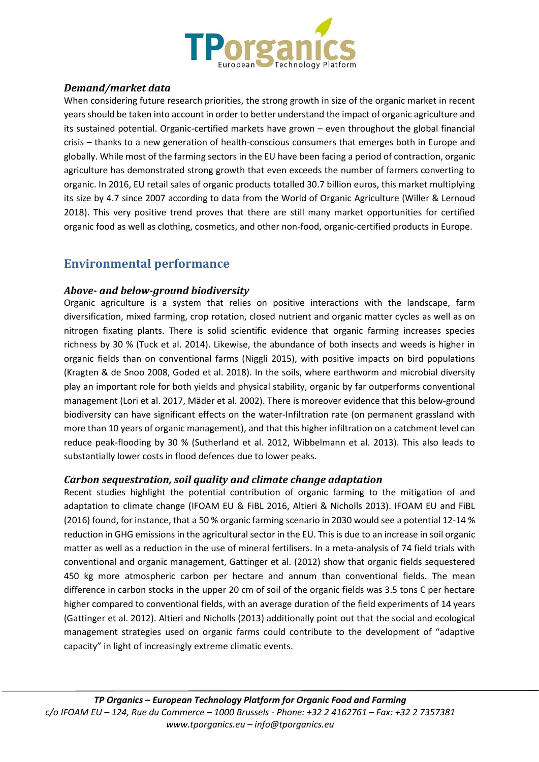### *Demand/market data*

When considering future research priorities, the strong growth in size of the organic market in recent years should be taken into account in order to better understand the impact of organic agriculture and its sustained potential. Organic-certified markets have grown – even throughout the global financial crisis – thanks to a new generation of health-conscious consumers that emerges both in Europe and globally. While most of the farming sectors in the EU have been facing a period of contraction, organic agriculture has demonstrated strong growth that even exceeds the number of farmers converting to organic. In 2016, EU retail sales of organic products totalled 30.7 billion euros, this market multiplying its size by 4.7 since 2007 according to data from the World of Organic Agriculture (Willer & Lernoud 2018). This very positive trend proves that there are still many market opportunities for certified organic food as well as clothing, cosmetics, and other non-food, organic-certified products in Europe.

## Environmental performance

### *Above- and below-ground biodiversity*

Organic agriculture is a system that relies on positive interactions with the landscape, farm diversification, mixed farming, crop rotation, closed nutrient and organic matter cycles as well as on nitrogen fixating plants. There is solid scientific evidence that organic farming increases species richness by 30 % (Tuck et al. 2014). Likewise, the abundance of both insects and weeds is higher in organic fields than on conventional farms (Niggli 2015), with positive impacts on bird populations (Kragten & de Snoo 2008, Goded et al. 2018). In the soils, where earthworm and microbial diversity play an important role for both yields and physical stability, organic by far outperforms conventional management (Lori et al. 2017, Mäder et al. 2002). There is moreover evidence that this below-ground biodiversity can have significant effects on the water-Infiltration rate (on permanent grassland with more than 10 years of organic management), and that this higher infiltration on a catchment level can reduce peak-flooding by 30 % (Sutherland et al. 2012, Wibbelmann et al. 2013). This also leads to substantially lower costs in flood defences due to lower peaks.

### *Carbon sequestration, soil quality and climate change adaptation*

Recent studies highlight the potential contribution of organic farming to the mitigation of and adaptation to climate change (IFOAM EU & FiBL 2016, Altieri & Nicholls 2013). IFOAM EU and FiBL (2016) found, for instance, that a 50 % organic farming scenario in 2030 would see a potential 12-14 % reduction in GHG emissions in the agricultural sector in the EU. This is due to an increase in soil organic matter as well as a reduction in the use of mineral fertilisers. In a meta-analysis of 74 field trials with conventional and organic management, Gattinger et al. (2012) show that organic fields sequestered 450 kg more atmospheric carbon per hectare and annum than conventional fields. The mean difference in carbon stocks in the upper 20 cm of soil of the organic fields was 3.5 tons C per hectare higher compared to conventional fields, with an average duration of the field experiments of 14 years (Gattinger et al. 2012). Altieri and Nicholls (2013) additionally point out that the social and ecological management strategies used on organic farms could contribute to the development of "adaptive capacity" in light of increasingly extreme climatic events.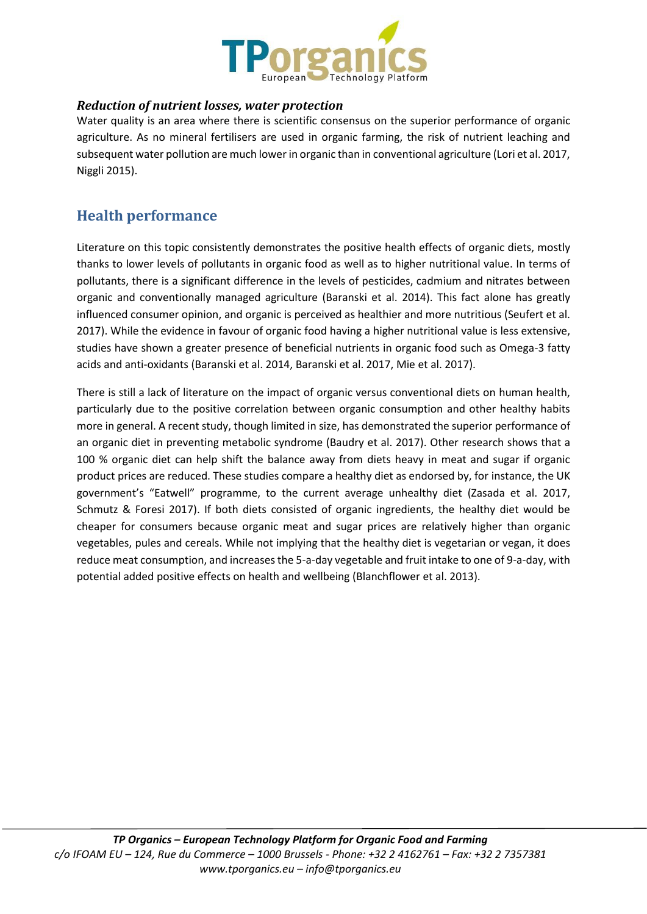### *Reduction of nutrient losses, water protection*

Water quality is an area where there is scientific consensus on the superior performance of organic agriculture. As no mineral fertilisers are used in organic farming, the risk of nutrient leaching and subsequent water pollution are much lower in organic than in conventional agriculture (Lori et al. 2017, Niggli 2015).

## Health performance

Literature on this topic consistently demonstrates the positive health effects of organic diets, mostly thanks to lower levels of pollutants in organic food as well as to higher nutritional value. In terms of pollutants, there is a significant difference in the levels of pesticides, cadmium and nitrates between organic and conventionally managed agriculture (Baranski et al. 2014). This fact alone has greatly influenced consumer opinion, and organic is perceived as healthier and more nutritious (Seufert et al. 2017). While the evidence in favour of organic food having a higher nutritional value is less extensive, studies have shown a greater presence of beneficial nutrients in organic food such as Omega-3 fatty acids and anti-oxidants (Baranski et al. 2014, Baranski et al. 2017, Mie et al. 2017).

There is still a lack of literature on the impact of organic versus conventional diets on human health, particularly due to the positive correlation between organic consumption and other healthy habits more in general. A recent study, though limited in size, has demonstrated the superior performance of an organic diet in preventing metabolic syndrome (Baudry et al. 2017). Other research shows that a 100 % organic diet can help shift the balance away from diets heavy in meat and sugar if organic product prices are reduced. These studies compare a healthy diet as endorsed by, for instance, the UK government's "Eatwell" programme, to the current average unhealthy diet (Zasada et al. 2017, Schmutz & Foresi 2017). If both diets consisted of organic ingredients, the healthy diet would be cheaper for consumers because organic meat and sugar prices are relatively higher than organic vegetables, pules and cereals. While not implying that the healthy diet is vegetarian or vegan, it does reduce meat consumption, and increases the 5-a-day vegetable and fruit intake to one of 9-a-day, with potential added positive effects on health and wellbeing (Blanchflower et al. 2013).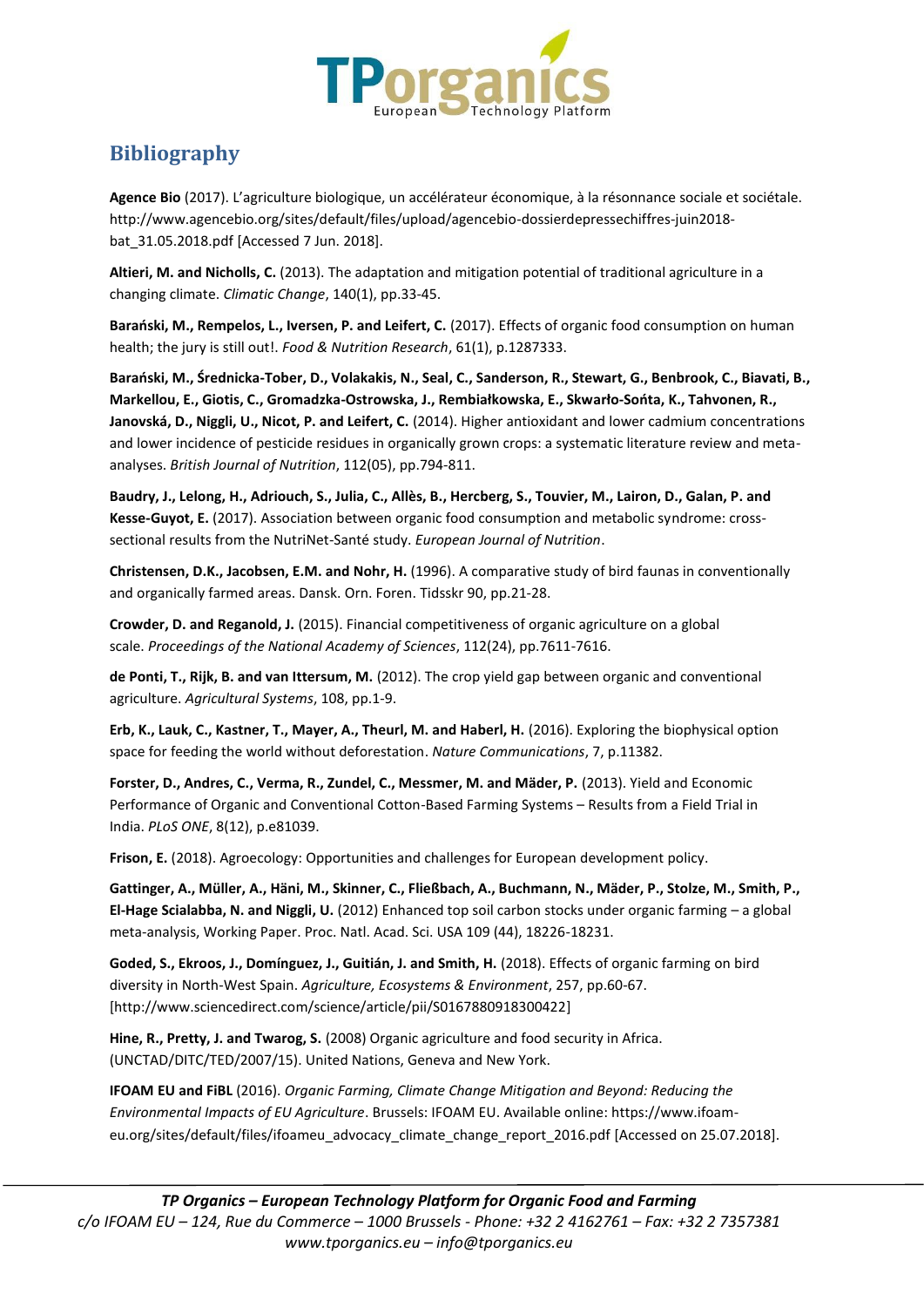## Bibliography

**Agence Bio** (2017). L'agriculture biologique, un accélérateur économique, à la résonnance sociale et sociétale. http://www.agencebio.org/sites/default/files/upload/agencebio-dossierdepressechiffres-juin2018-bat_31.05.2018.pdf [Accessed 7 Jun. 2018].

**Altieri, M. and Nicholls, C.** (2013). The adaptation and mitigation potential of traditional agriculture in a changing climate. *Climatic Change*, 140(1), pp.33-45.

**Barański, M., Rempelos, L., Iversen, P. and Leifert, C.** (2017). Effects of organic food consumption on human health; the jury is still out!. *Food & Nutrition Research*, 61(1), p.1287333.

**Barański, M., Średnicka-Tober, D., Volakakis, N., Seal, C., Sanderson, R., Stewart, G., Benbrook, C., Biavati, B., Markellou, E., Giotis, C., Gromadzka-Ostrowska, J., Rembiałkowska, E., Skwarło-Sońta, K., Tahvonen, R., Janovská, D., Niggli, U., Nicot, P. and Leifert, C.** (2014). Higher antioxidant and lower cadmium concentrations and lower incidence of pesticide residues in organically grown crops: a systematic literature review and meta-analyses. *British Journal of Nutrition*, 112(05), pp.794-811.

**Baudry, J., Lelong, H., Adriouch, S., Julia, C., Allès, B., Hercberg, S., Touvier, M., Lairon, D., Galan, P. and Kesse-Guyot, E.** (2017). Association between organic food consumption and metabolic syndrome: cross-sectional results from the NutriNet-Santé study. *European Journal of Nutrition*.

**Christensen, D.K., Jacobsen, E.M. and Nohr, H.** (1996). A comparative study of bird faunas in conventionally and organically farmed areas. Dansk. Orn. Foren. Tidsskr 90, pp.21-28.

**Crowder, D. and Reganold, J.** (2015). Financial competitiveness of organic agriculture on a global scale. *Proceedings of the National Academy of Sciences*, 112(24), pp.7611-7616.

**de Ponti, T., Rijk, B. and van Ittersum, M.** (2012). The crop yield gap between organic and conventional agriculture. *Agricultural Systems*, 108, pp.1-9.

**Erb, K., Lauk, C., Kastner, T., Mayer, A., Theurl, M. and Haberl, H.** (2016). Exploring the biophysical option space for feeding the world without deforestation. *Nature Communications*, 7, p.11382.

**Forster, D., Andres, C., Verma, R., Zundel, C., Messmer, M. and Mäder, P.** (2013). Yield and Economic Performance of Organic and Conventional Cotton-Based Farming Systems – Results from a Field Trial in India. *PLoS ONE*, 8(12), p.e81039.

**Frison, E.** (2018). Agroecology: Opportunities and challenges for European development policy.

**Gattinger, A., Müller, A., Häni, M., Skinner, C., Fließbach, A., Buchmann, N., Mäder, P., Stolze, M., Smith, P., El-Hage Scialabba, N. and Niggli, U.** (2012) Enhanced top soil carbon stocks under organic farming – a global meta-analysis, Working Paper. Proc. Natl. Acad. Sci. USA 109 (44), 18226-18231.

**Goded, S., Ekroos, J., Domínguez, J., Guitián, J. and Smith, H.** (2018). Effects of organic farming on bird diversity in North-West Spain. *Agriculture, Ecosystems & Environment*, 257, pp.60-67. [http://www.sciencedirect.com/science/article/pii/S0167880918300422]

**Hine, R., Pretty, J. and Twarog, S.** (2008) Organic agriculture and food security in Africa. (UNCTAD/DITC/TED/2007/15). United Nations, Geneva and New York.

**IFOAM EU and FiBL** (2016). *Organic Farming, Climate Change Mitigation and Beyond: Reducing the Environmental Impacts of EU Agriculture*. Brussels: IFOAM EU. Available online: https://www.ifoam-eu.org/sites/default/files/ifoameu_advocacy_climate_change_report_2016.pdf [Accessed on 25.07.2018].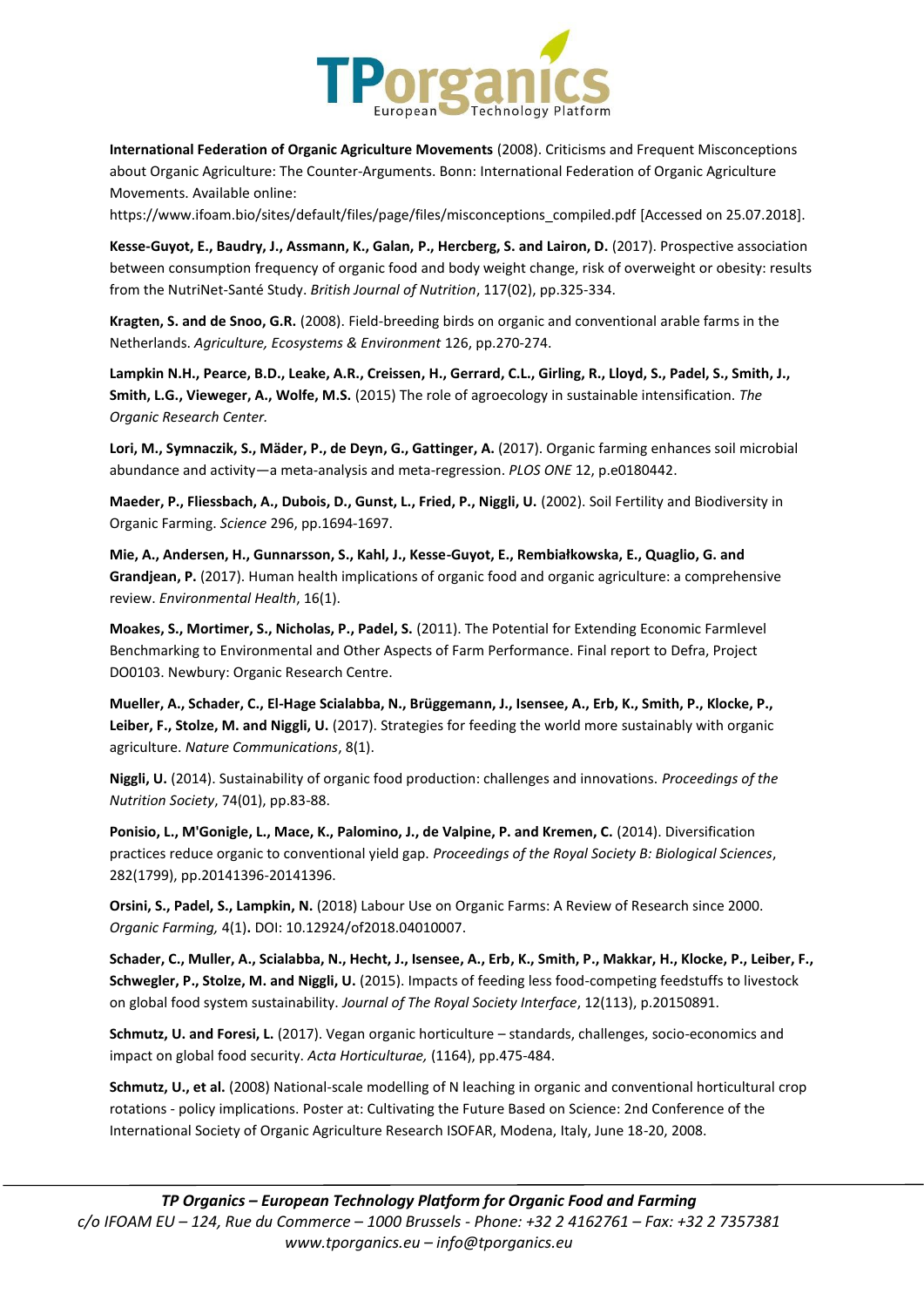**International Federation of Organic Agriculture Movements** (2008). Criticisms and Frequent Misconceptions about Organic Agriculture: The Counter-Arguments. Bonn: International Federation of Organic Agriculture Movements. Available online: https://www.ifoam.bio/sites/default/files/page/files/misconceptions_compiled.pdf [Accessed on 25.07.2018].

**Kesse-Guyot, E., Baudry, J., Assmann, K., Galan, P., Hercberg, S. and Lairon, D.** (2017). Prospective association between consumption frequency of organic food and body weight change, risk of overweight or obesity: results from the NutriNet-Santé Study. *British Journal of Nutrition*, 117(02), pp.325-334.

**Kragten, S. and de Snoo, G.R.** (2008). Field-breeding birds on organic and conventional arable farms in the Netherlands. *Agriculture, Ecosystems & Environment* 126, pp.270-274.

**Lampkin N.H., Pearce, B.D., Leake, A.R., Creissen, H., Gerrard, C.L., Girling, R., Lloyd, S., Padel, S., Smith, J., Smith, L.G., Vieweger, A., Wolfe, M.S.** (2015) The role of agroecology in sustainable intensification. *The Organic Research Center.*

**Lori, M., Symnaczik, S., Mäder, P., de Deyn, G., Gattinger, A.** (2017). Organic farming enhances soil microbial abundance and activity—a meta-analysis and meta-regression. *PLOS ONE* 12, p.e0180442.

**Maeder, P., Fliessbach, A., Dubois, D., Gunst, L., Fried, P., Niggli, U.** (2002). Soil Fertility and Biodiversity in Organic Farming. *Science* 296, pp.1694-1697.

**Mie, A., Andersen, H., Gunnarsson, S., Kahl, J., Kesse-Guyot, E., Rembiałkowska, E., Quaglio, G. and Grandjean, P.** (2017). Human health implications of organic food and organic agriculture: a comprehensive review. *Environmental Health*, 16(1).

**Moakes, S., Mortimer, S., Nicholas, P., Padel, S.** (2011). The Potential for Extending Economic Farmlevel Benchmarking to Environmental and Other Aspects of Farm Performance. Final report to Defra, Project DO0103. Newbury: Organic Research Centre.

**Mueller, A., Schader, C., El-Hage Scialabba, N., Brüggemann, J., Isensee, A., Erb, K., Smith, P., Klocke, P., Leiber, F., Stolze, M. and Niggli, U.** (2017). Strategies for feeding the world more sustainably with organic agriculture. *Nature Communications*, 8(1).

**Niggli, U.** (2014). Sustainability of organic food production: challenges and innovations. *Proceedings of the Nutrition Society*, 74(01), pp.83-88.

**Ponisio, L., M'Gonigle, L., Mace, K., Palomino, J., de Valpine, P. and Kremen, C.** (2014). Diversification practices reduce organic to conventional yield gap. *Proceedings of the Royal Society B: Biological Sciences*, 282(1799), pp.20141396-20141396.

**Orsini, S., Padel, S., Lampkin, N.** (2018) Labour Use on Organic Farms: A Review of Research since 2000. *Organic Farming,* 4(1)**.** DOI: 10.12924/of2018.04010007.

**Schader, C., Muller, A., Scialabba, N., Hecht, J., Isensee, A., Erb, K., Smith, P., Makkar, H., Klocke, P., Leiber, F., Schwegler, P., Stolze, M. and Niggli, U.** (2015). Impacts of feeding less food-competing feedstuffs to livestock on global food system sustainability. *Journal of The Royal Society Interface*, 12(113), p.20150891.

**Schmutz, U. and Foresi, L.** (2017). Vegan organic horticulture – standards, challenges, socio-economics and impact on global food security. *Acta Horticulturae,* (1164), pp.475-484.

**Schmutz, U., et al.** (2008) National-scale modelling of N leaching in organic and conventional horticultural crop rotations - policy implications. Poster at: Cultivating the Future Based on Science: 2nd Conference of the International Society of Organic Agriculture Research ISOFAR, Modena, Italy, June 18-20, 2008.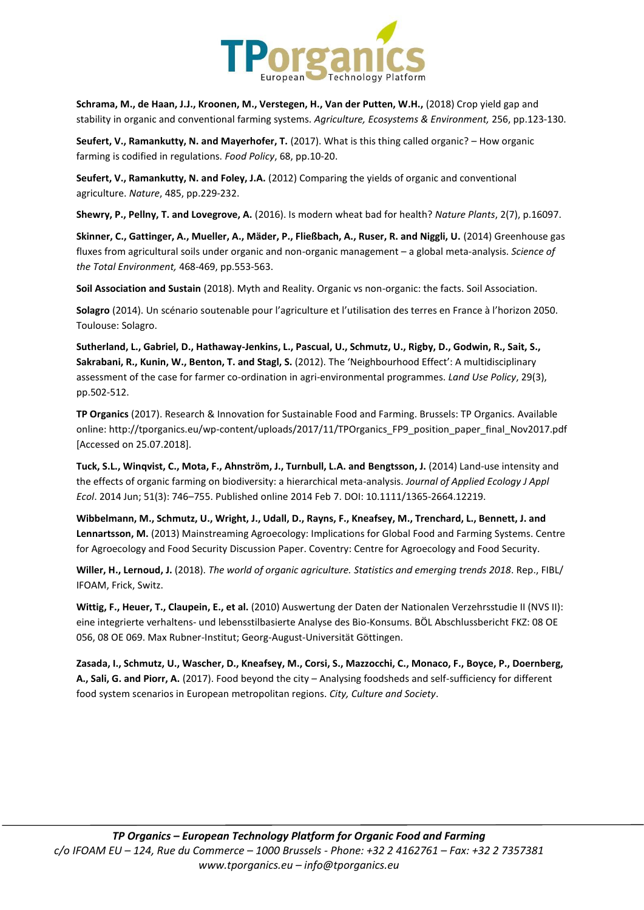**Schrama, M., de Haan, J.J., Kroonen, M., Verstegen, H., Van der Putten, W.H.,** (2018) Crop yield gap and stability in organic and conventional farming systems. *Agriculture, Ecosystems & Environment,* 256, pp.123-130.

**Seufert, V., Ramankutty, N. and Mayerhofer, T.** (2017). What is this thing called organic? – How organic farming is codified in regulations. *Food Policy*, 68, pp.10-20.

**Seufert, V., Ramankutty, N. and Foley, J.A.** (2012) Comparing the yields of organic and conventional agriculture. *Nature*, 485, pp.229-232.

**Shewry, P., Pellny, T. and Lovegrove, A.** (2016). Is modern wheat bad for health? *Nature Plants*, 2(7), p.16097.

**Skinner, C., Gattinger, A., Mueller, A., Mäder, P., Fließbach, A., Ruser, R. and Niggli, U.** (2014) Greenhouse gas fluxes from agricultural soils under organic and non-organic management – a global meta-analysis. *Science of the Total Environment,* 468-469, pp.553-563.

**Soil Association and Sustain** (2018). Myth and Reality. Organic vs non-organic: the facts. Soil Association.

**Solagro** (2014). Un scénario soutenable pour l'agriculture et l'utilisation des terres en France à l'horizon 2050. Toulouse: Solagro.

**Sutherland, L., Gabriel, D., Hathaway-Jenkins, L., Pascual, U., Schmutz, U., Rigby, D., Godwin, R., Sait, S., Sakrabani, R., Kunin, W., Benton, T. and Stagl, S.** (2012). The 'Neighbourhood Effect': A multidisciplinary assessment of the case for farmer co-ordination in agri-environmental programmes. *Land Use Policy*, 29(3), pp.502-512.

**TP Organics** (2017). Research & Innovation for Sustainable Food and Farming. Brussels: TP Organics. Available online: http://tporganics.eu/wp-content/uploads/2017/11/TPOrganics_FP9_position_paper_final_Nov2017.pdf [Accessed on 25.07.2018].

**Tuck, S.L., Winqvist, C., Mota, F., Ahnström, J., Turnbull, L.A. and Bengtsson, J.** (2014) Land-use intensity and the effects of organic farming on biodiversity: a hierarchical meta-analysis. *Journal of Applied Ecology J Appl Ecol*. 2014 Jun; 51(3): 746–755. Published online 2014 Feb 7. DOI: 10.1111/1365-2664.12219.

**Wibbelmann, M., Schmutz, U., Wright, J., Udall, D., Rayns, F., Kneafsey, M., Trenchard, L., Bennett, J. and Lennartsson, M.** (2013) Mainstreaming Agroecology: Implications for Global Food and Farming Systems. Centre for Agroecology and Food Security Discussion Paper. Coventry: Centre for Agroecology and Food Security.

**Willer, H., Lernoud, J.** (2018). *The world of organic agriculture. Statistics and emerging trends 2018*. Rep., FIBL/ IFOAM, Frick, Switz.

**Wittig, F., Heuer, T., Claupein, E., et al.** (2010) Auswertung der Daten der Nationalen Verzehrsstudie II (NVS II): eine integrierte verhaltens- und lebensstilbasierte Analyse des Bio-Konsums. BÖL Abschlussbericht FKZ: 08 OE 056, 08 OE 069. Max Rubner-Institut; Georg-August-Universität Göttingen.

**Zasada, I., Schmutz, U., Wascher, D., Kneafsey, M., Corsi, S., Mazzocchi, C., Monaco, F., Boyce, P., Doernberg, A., Sali, G. and Piorr, A.** (2017). Food beyond the city – Analysing foodsheds and self-sufficiency for different food system scenarios in European metropolitan regions. *City, Culture and Society*.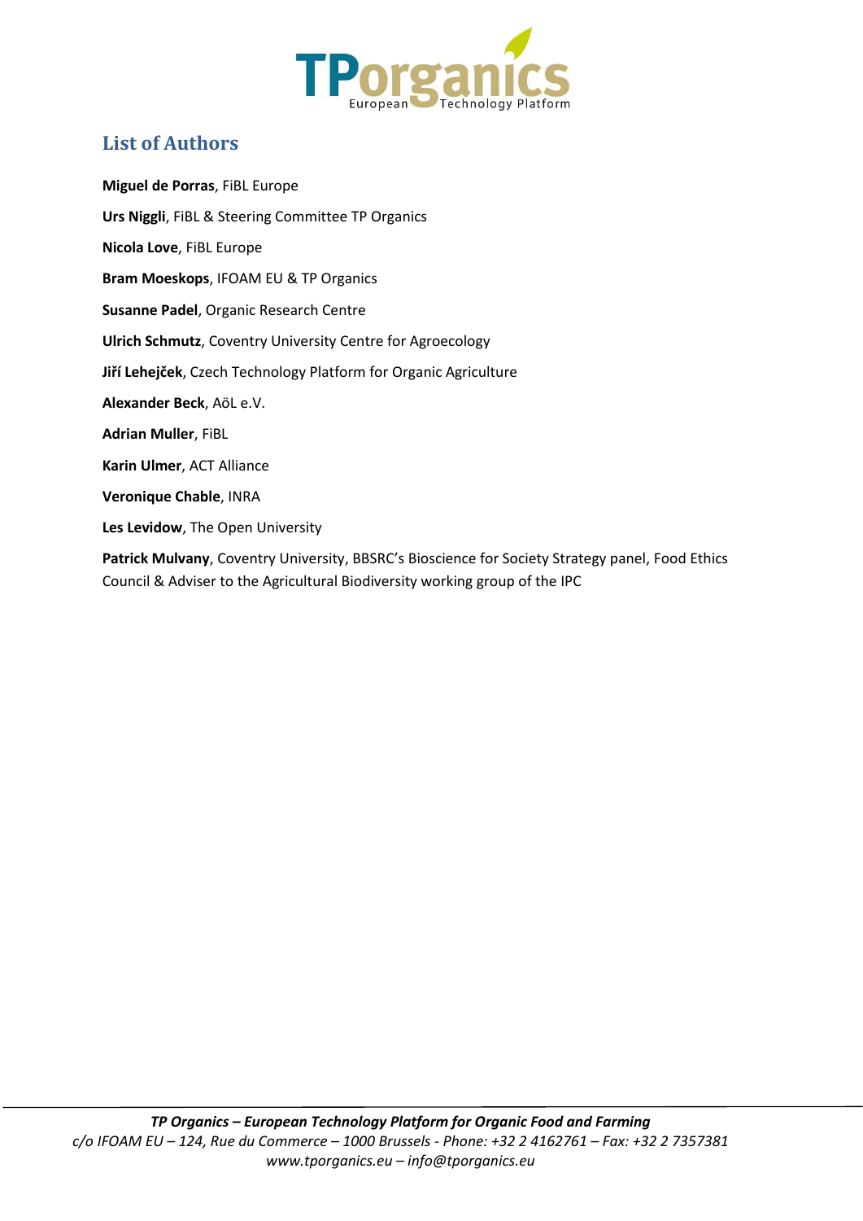## List of Authors

**Miguel de Porras**, FiBL Europe

**Urs Niggli**, FiBL & Steering Committee TP Organics

**Nicola Love**, FiBL Europe

**Bram Moeskops**, IFOAM EU & TP Organics

**Susanne Padel**, Organic Research Centre

**Ulrich Schmutz**, Coventry University Centre for Agroecology

**Jiří Lehejček**, Czech Technology Platform for Organic Agriculture

**Alexander Beck**, AöL e.V.

**Adrian Muller**, FiBL

**Karin Ulmer**, ACT Alliance

**Veronique Chable**, INRA

**Les Levidow**, The Open University

**Patrick Mulvany**, Coventry University, BBSRC's Bioscience for Society Strategy panel, Food Ethics Council & Adviser to the Agricultural Biodiversity working group of the IPC